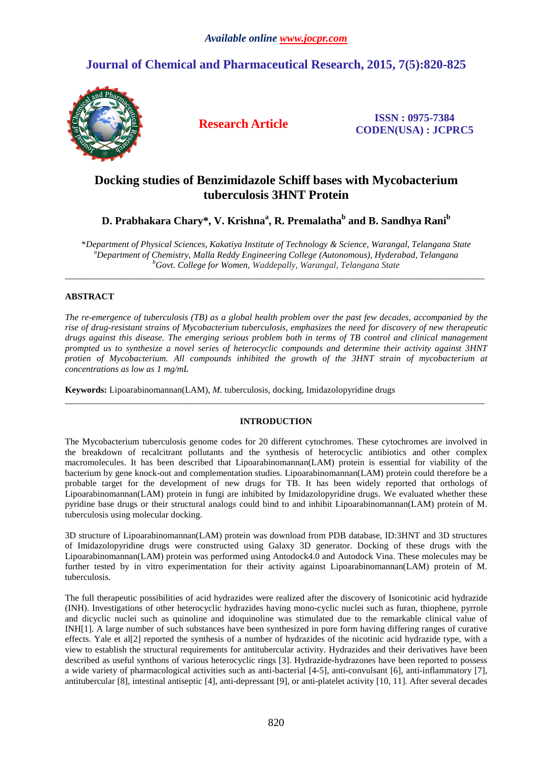*Available online www.jocpr.com*

# Journal of Chemical and Pharmaceutical Research, 2015, 7(5):820-825

**Research Article**

**ISSN : 0975-7384**
**CODEN(USA) : JCPRC5**

## Docking studies of Benzimidazole Schiff bases with Mycobacterium tuberculosis 3HNT Protein

**D. Prabhakara Chary\*, V. Krishna[a], R. Premalatha[b] and B. Sandhya Rani[b]**

*\*Department of Physical Sciences, Kakatiya Institute of Technology & Science, Warangal, Telangana State*
*[a]Department of Chemistry, Malla Reddy Engineering College (Autonomous), Hyderabad, Telangana*
*[b]Govt. College for Women, Waddepally, Warangal, Telangana State*

---

### ABSTRACT

*The re-emergence of tuberculosis (TB) as a global health problem over the past few decades, accompanied by the rise of drug-resistant strains of Mycobacterium tuberculosis, emphasizes the need for discovery of new therapeutic drugs against this disease. The emerging serious problem both in terms of TB control and clinical management prompted us to synthesize a novel series of heterocyclic compounds and determine their activity against 3HNT protien of Mycobacterium. All compounds inhibited the growth of the 3HNT strain of mycobacterium at concentrations as low as 1 mg/mL*

**Keywords:** Lipoarabinomannan(LAM), *M.* tuberculosis, docking, Imidazolopyridine drugs

---

### INTRODUCTION

The Mycobacterium tuberculosis genome codes for 20 different cytochromes. These cytochromes are involved in the breakdown of recalcitrant pollutants and the synthesis of heterocyclic antibiotics and other complex macromolecules. It has been described that Lipoarabinomannan(LAM) protein is essential for viability of the bacterium by gene knock-out and complementation studies. Lipoarabinomannan(LAM) protein could therefore be a probable target for the development of new drugs for TB. It has been widely reported that orthologs of Lipoarabinomannan(LAM) protein in fungi are inhibited by Imidazolopyridine drugs. We evaluated whether these pyridine base drugs or their structural analogs could bind to and inhibit Lipoarabinomannan(LAM) protein of M. tuberculosis using molecular docking.

3D structure of Lipoarabinomannan(LAM) protein was download from PDB database, ID:3HNT and 3D structures of Imidazolopyridine drugs were constructed using Galaxy 3D generator. Docking of these drugs with the Lipoarabinomannan(LAM) protein was performed using Antodock4.0 and Autodock Vina. These molecules may be further tested by in vitro experimentation for their activity against Lipoarabinomannan(LAM) protein of M. tuberculosis.

The full therapeutic possibilities of acid hydrazides were realized after the discovery of Isonicotinic acid hydrazide (INH). Investigations of other heterocyclic hydrazides having mono-cyclic nuclei such as furan, thiophene, pyrrole and dicyclic nuclei such as quinoline and idoquinoline was stimulated due to the remarkable clinical value of INH[1]. A large number of such substances have been synthesized in pure form having differing ranges of curative effects. Yale et al[2] reported the synthesis of a number of hydrazides of the nicotinic acid hydrazide type, with a view to establish the structural requirements for antitubercular activity. Hydrazides and their derivatives have been described as useful synthons of various heterocyclic rings [3]. Hydrazide-hydrazones have been reported to possess a wide variety of pharmacological activities such as anti-bacterial [4-5], anti-convulsant [6], anti-inflammatory [7], antitubercular [8], intestinal antiseptic [4], anti-depressant [9], or anti-platelet activity [10, 11]. After several decades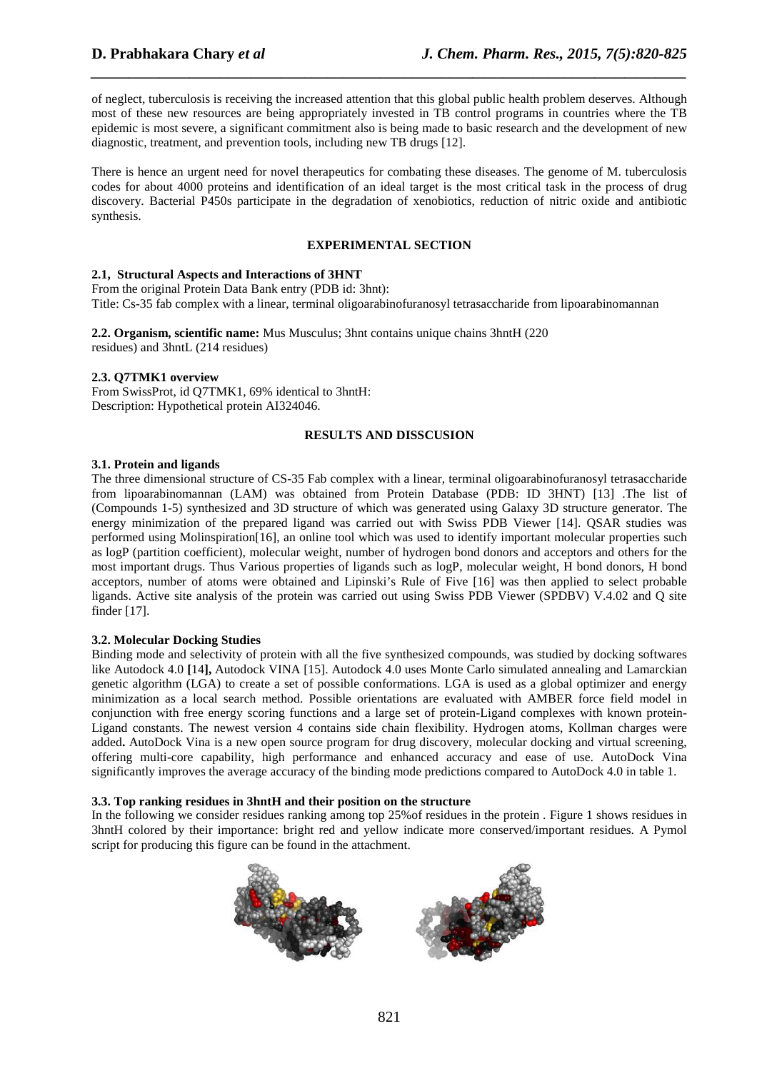of neglect, tuberculosis is receiving the increased attention that this global public health problem deserves. Although most of these new resources are being appropriately invested in TB control programs in countries where the TB epidemic is most severe, a significant commitment also is being made to basic research and the development of new diagnostic, treatment, and prevention tools, including new TB drugs [12].

There is hence an urgent need for novel therapeutics for combating these diseases. The genome of M. tuberculosis codes for about 4000 proteins and identification of an ideal target is the most critical task in the process of drug discovery. Bacterial P450s participate in the degradation of xenobiotics, reduction of nitric oxide and antibiotic synthesis.

## EXPERIMENTAL SECTION

**2.1, Structural Aspects and Interactions of 3HNT**
From the original Protein Data Bank entry (PDB id: 3hnt):
Title: Cs-35 fab complex with a linear, terminal oligoarabinofuranosyl tetrasaccharide from lipoarabinomannan

**2.2. Organism, scientific name:** Mus Musculus; 3hnt contains unique chains 3hntH (220 residues) and 3hntL (214 residues)

**2.3. Q7TMK1 overview**
From SwissProt, id Q7TMK1, 69% identical to 3hntH:
Description: Hypothetical protein AI324046.

## RESULTS AND DISSCUSION

**3.1. Protein and ligands**
The three dimensional structure of CS-35 Fab complex with a linear, terminal oligoarabinofuranosyl tetrasaccharide from lipoarabinomannan (LAM) was obtained from Protein Database (PDB: ID 3HNT) [13] .The list of (Compounds 1-5) synthesized and 3D structure of which was generated using Galaxy 3D structure generator. The energy minimization of the prepared ligand was carried out with Swiss PDB Viewer [14]. QSAR studies was performed using Molinspiration[16], an online tool which was used to identify important molecular properties such as logP (partition coefficient), molecular weight, number of hydrogen bond donors and acceptors and others for the most important drugs. Thus Various properties of ligands such as logP, molecular weight, H bond donors, H bond acceptors, number of atoms were obtained and Lipinski's Rule of Five [16] was then applied to select probable ligands. Active site analysis of the protein was carried out using Swiss PDB Viewer (SPDBV) V.4.02 and Q site finder [17].

**3.2. Molecular Docking Studies**
Binding mode and selectivity of protein with all the five synthesized compounds, was studied by docking softwares like Autodock 4.0 **[**14**],** Autodock VINA [15]. Autodock 4.0 uses Monte Carlo simulated annealing and Lamarckian genetic algorithm (LGA) to create a set of possible conformations. LGA is used as a global optimizer and energy minimization as a local search method. Possible orientations are evaluated with AMBER force field model in conjunction with free energy scoring functions and a large set of protein-Ligand complexes with known protein-Ligand constants. The newest version 4 contains side chain flexibility. Hydrogen atoms, Kollman charges were added**.** AutoDock Vina is a new open source program for drug discovery, molecular docking and virtual screening, offering multi-core capability, high performance and enhanced accuracy and ease of use. AutoDock Vina significantly improves the average accuracy of the binding mode predictions compared to AutoDock 4.0 in table 1.

**3.3. Top ranking residues in 3hntH and their position on the structure**
In the following we consider residues ranking among top 25%of residues in the protein . Figure 1 shows residues in 3hntH colored by their importance: bright red and yellow indicate more conserved/important residues. A Pymol script for producing this figure can be found in the attachment.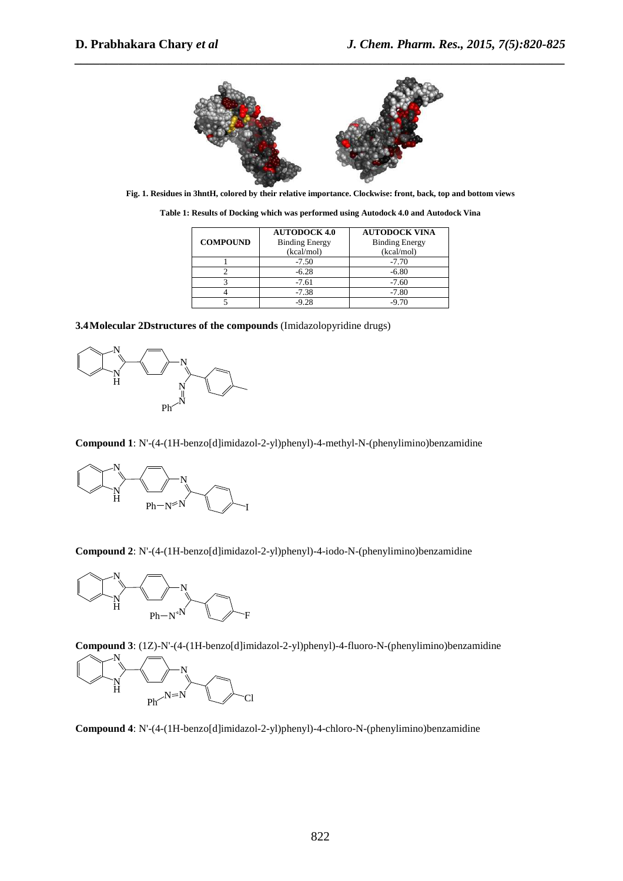Fig. 1. Residues in 3hntH, colored by their relative importance. Clockwise: front, back, top and bottom views

**Table 1: Results of Docking which was performed using Autodock 4.0 and Autodock Vina**

| COMPOUND | AUTODOCK 4.0 Binding Energy (kcal/mol) | AUTODOCK VINA Binding Energy (kcal/mol) |
|---|---|---|
| 1 | -7.50 | -7.70 |
| 2 | -6.28 | -6.80 |
| 3 | -7.61 | -7.60 |
| 4 | -7.38 | -7.80 |
| 5 | -9.28 | -9.70 |

**3.4 Molecular 2Dstructures of the compounds** (Imidazolopyridine drugs)

**Compound 1**: N'-(4-(1H-benzo[d]imidazol-2-yl)phenyl)-4-methyl-N-(phenylimino)benzamidine

**Compound 2**: N'-(4-(1H-benzo[d]imidazol-2-yl)phenyl)-4-iodo-N-(phenylimino)benzamidine

**Compound 3**: (1Z)-N'-(4-(1H-benzo[d]imidazol-2-yl)phenyl)-4-fluoro-N-(phenylimino)benzamidine

**Compound 4**: N'-(4-(1H-benzo[d]imidazol-2-yl)phenyl)-4-chloro-N-(phenylimino)benzamidine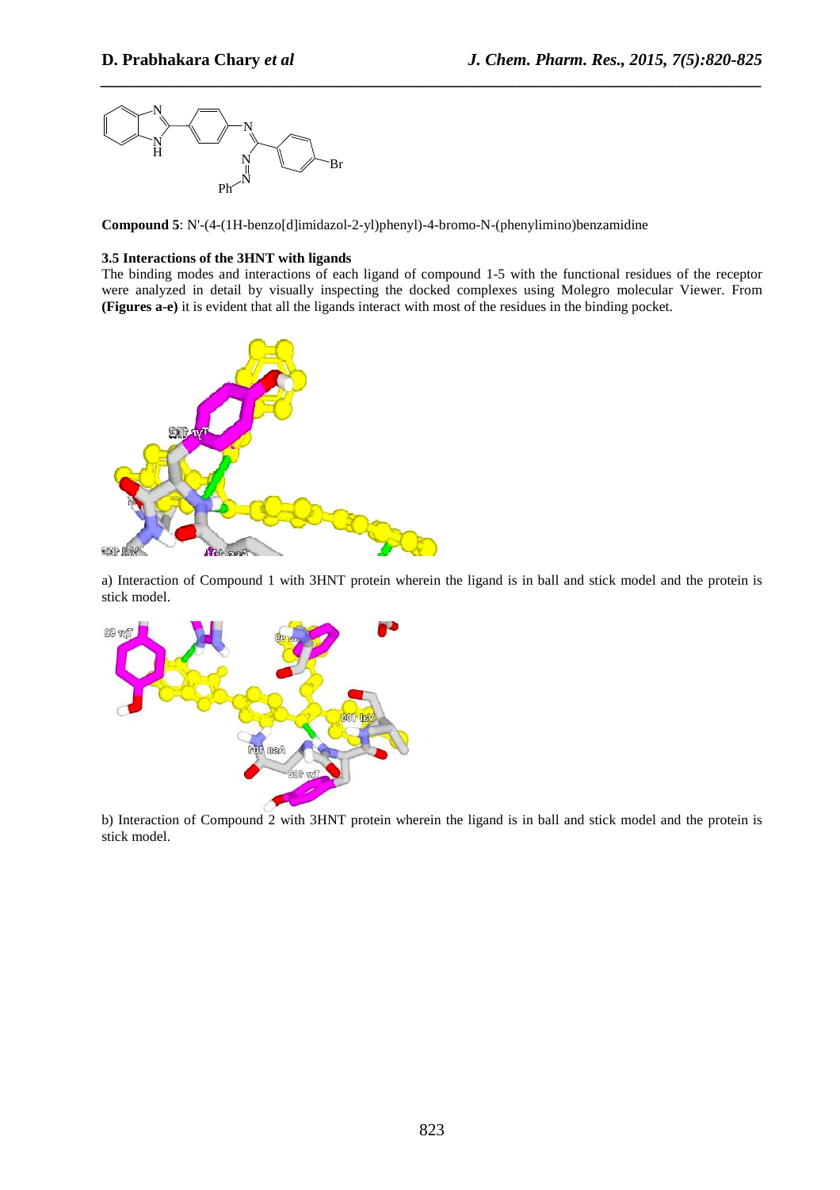**Compound 5**: N'-(4-(1H-benzo[d]imidazol-2-yl)phenyl)-4-bromo-N-(phenylimino)benzamidine

### 3.5 Interactions of the 3HNT with ligands

The binding modes and interactions of each ligand of compound 1-5 with the functional residues of the receptor were analyzed in detail by visually inspecting the docked complexes using Molegro molecular Viewer. From **(Figures a-e)** it is evident that all the ligands interact with most of the residues in the binding pocket.

a) Interaction of Compound 1 with 3HNT protein wherein the ligand is in ball and stick model and the protein is stick model.

b) Interaction of Compound 2 with 3HNT protein wherein the ligand is in ball and stick model and the protein is stick model.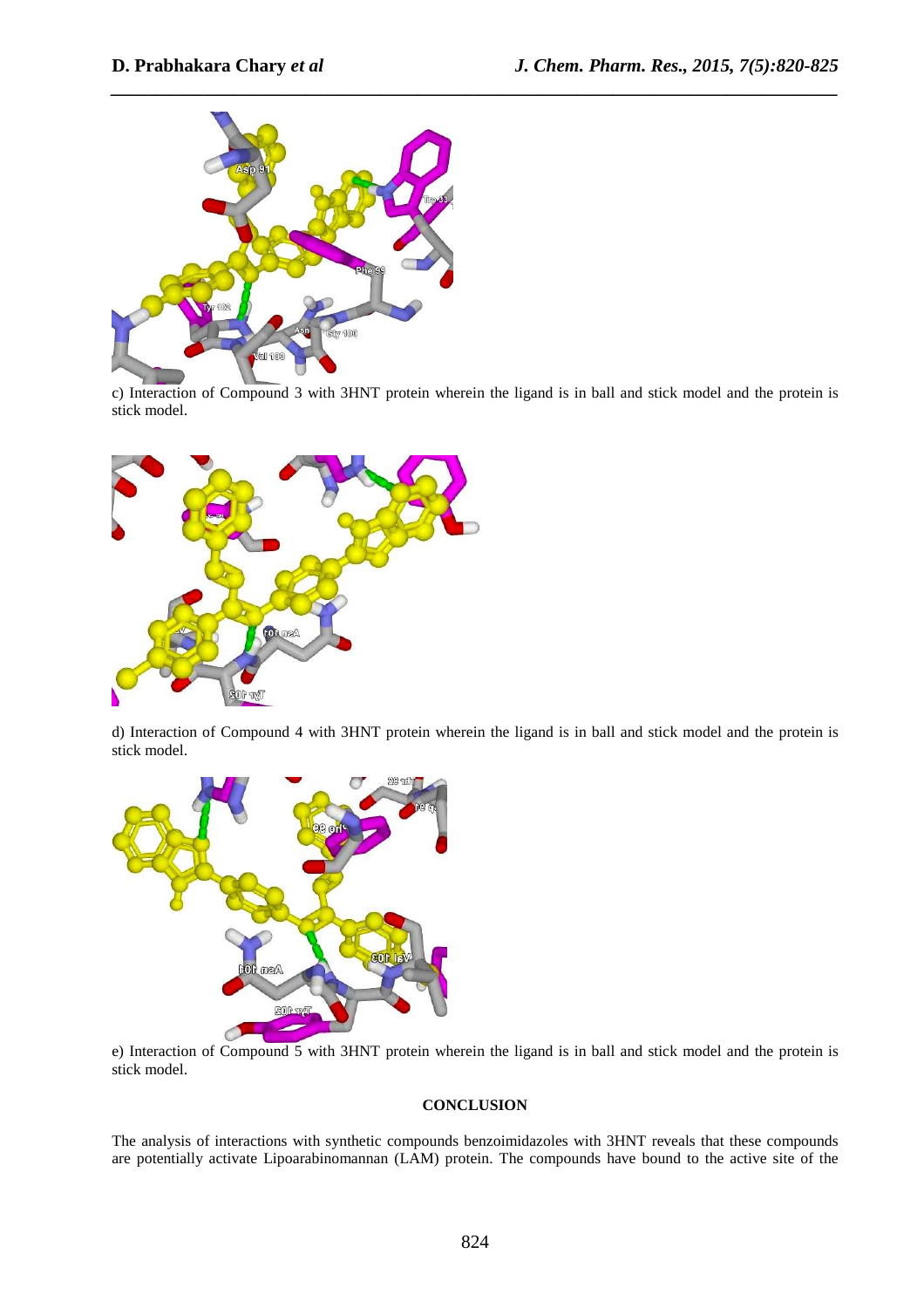c) Interaction of Compound 3 with 3HNT protein wherein the ligand is in ball and stick model and the protein is stick model.

d) Interaction of Compound 4 with 3HNT protein wherein the ligand is in ball and stick model and the protein is stick model.

e) Interaction of Compound 5 with 3HNT protein wherein the ligand is in ball and stick model and the protein is stick model.

## CONCLUSION

The analysis of interactions with synthetic compounds benzoimidazoles with 3HNT reveals that these compounds are potentially activate Lipoarabinomannan (LAM) protein. The compounds have bound to the active site of the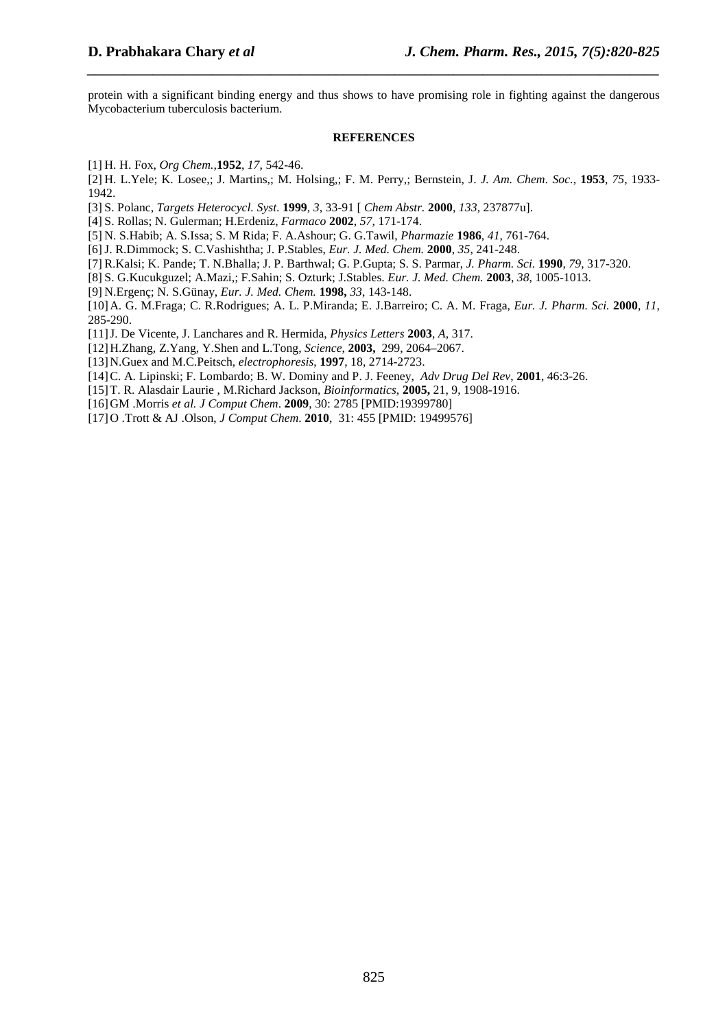protein with a significant binding energy and thus shows to have promising role in fighting against the dangerous Mycobacterium tuberculosis bacterium.

## REFERENCES

[1] H. H. Fox, *Org Chem.*,**1952**, *17*, 542-46.

[2] H. L.Yele; K. Losee,; J. Martins,; M. Holsing,; F. M. Perry,; Bernstein, J. *J. Am. Chem. Soc.*, **1953**, *75*, 1933-1942.

[3] S. Polanc, *Targets Heterocycl. Syst*. **1999**, *3*, 33-91 [ *Chem Abstr.* **2000**, *133*, 237877u].

[4] S. Rollas; N. Gulerman; H.Erdeniz, *Farmaco* **2002**, *57*, 171-174.

[5] N. S.Habib; A. S.Issa; S. M Rida; F. A.Ashour; G. G.Tawil, *Pharmazie* **1986**, *41*, 761-764.

[6] J. R.Dimmock; S. C.Vashishtha; J. P.Stables, *Eur. J. Med. Chem.* **2000**, *35*, 241-248.

[7] R.Kalsi; K. Pande; T. N.Bhalla; J. P. Barthwal; G. P.Gupta; S. S. Parmar, *J. Pharm. Sci.* **1990**, *79*, 317-320.

[8] S. G.Kucukguzel; A.Mazi,; F.Sahin; S. Ozturk; J.Stables. *Eur. J. Med. Chem.* **2003**, *38*, 1005-1013.

[9] N.Ergenç; N. S.Günay, *Eur. J. Med. Chem.* **1998,** *33*, 143-148.

[10] A. G. M.Fraga; C. R.Rodrigues; A. L. P.Miranda; E. J.Barreiro; C. A. M. Fraga, *Eur. J. Pharm. Sci.* **2000**, *11*, 285-290.

[11] J. De Vicente, J. Lanchares and R. Hermida, *Physics Letters* **2003**, *A*, 317.

[12] H.Zhang, Z.Yang, Y.Shen and L.Tong, *Science*, **2003,** 299, 2064–2067.

[13] N.Guex and M.C.Peitsch, *electrophoresis*, **1997**, 18, 2714-2723.

[14] C. A. Lipinski; F. Lombardo; B. W. Dominy and P. J. Feeney, *Adv Drug Del Rev*, **2001**, 46:3-26.

[15] T. R. Alasdair Laurie , M.Richard Jackson, *Bioinformatics*, **2005,** 21, 9, 1908-1916.

[16] GM .Morris *et al. J Comput Chem*. **2009**, 30: 2785 [PMID:19399780]

[17] O .Trott & AJ .Olson, *J Comput Chem*. **2010**, 31: 455 [PMID: 19499576]